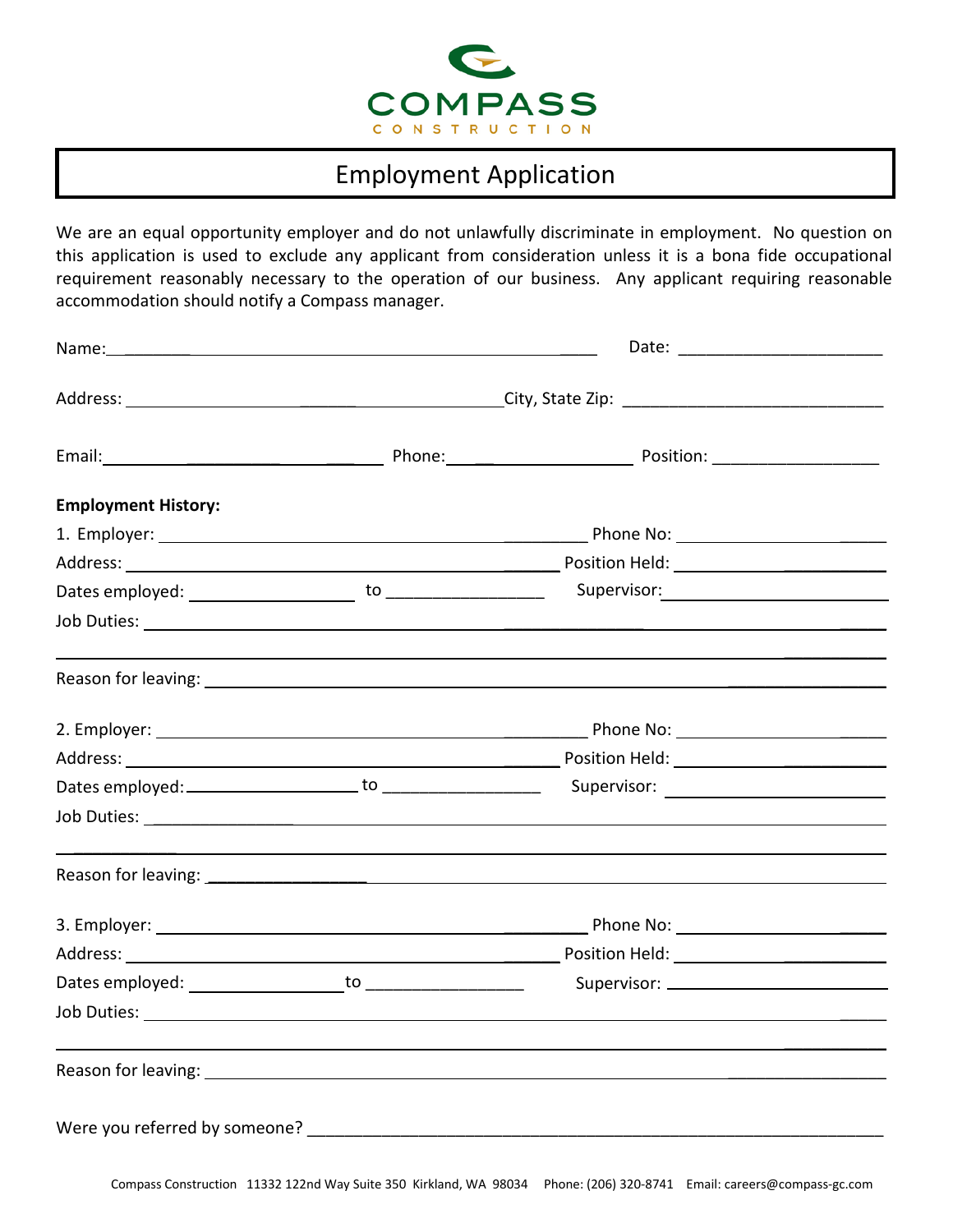COMPASS

CONSTRUCTION

# Employment Application

We are an equal opportunity employer and do not unlawfully discriminate in employment. No question on this application is used to exclude any applicant from consideration unless it is a bona fide occupational requirement reasonably necessary to the operation of our business. Any applicant requiring reasonable accommodation should notify a Compass manager.

Name: ____________________________________________ Date: ______________________

Address: ____________________________________________ City, State Zip: ____________________________

Email: ______________________________ Phone: ____________________ Position: __________________

**Employment History:**

1. Employer: ____________________________________________ Phone No: ______________________

Address: ____________________________________________ Position Held: ______________________

Dates employed: __________________ to _________________ Supervisor: ______________________

Job Duties: ______________________________________________________________________________

__________________________________________________________________________________________

Reason for leaving: _______________________________________________________________________

2. Employer: ____________________________________________ Phone No: ______________________

Address: ____________________________________________ Position Held: ______________________

Dates employed: __________________ to _________________ Supervisor: ______________________

Job Duties: ______________________________________________________________________________

__________________________________________________________________________________________

Reason for leaving: _______________________________________________________________________

3. Employer: ____________________________________________ Phone No: ______________________

Address: ____________________________________________ Position Held: ______________________

Dates employed: __________________ to _________________ Supervisor: ______________________

Job Duties: ______________________________________________________________________________

__________________________________________________________________________________________

Reason for leaving: _______________________________________________________________________

Were you referred by someone? ____________________________________________________________

Compass Construction 11332 122nd Way Suite 350 Kirkland, WA 98034 Phone: (206) 320-8741 Email: careers@compass-gc.com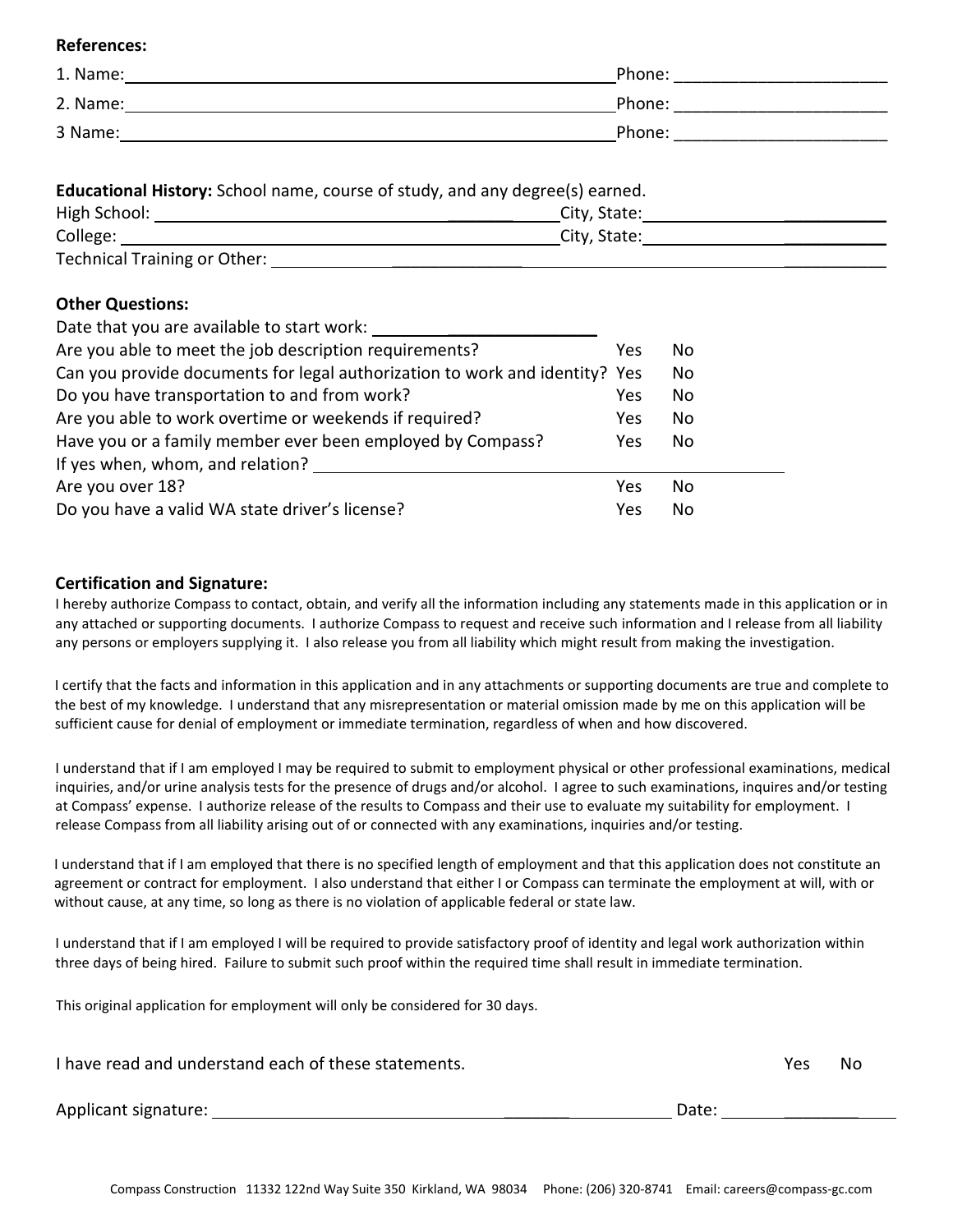**References:**

1. Name: ______________________________ Phone: ______________________

2. Name: ______________________________ Phone: ______________________

3 Name: ______________________________ Phone: ______________________

**Educational History:** School name, course of study, and any degree(s) earned.

High School: ______________________________ City, State: ______________________

College: ______________________________ City, State: ______________________

Technical Training or Other: ______________________________

**Other Questions:**

Date that you are available to start work: ______________________

| | | |
|---|---|---|
| Are you able to meet the job description requirements? | Yes | No |
| Can you provide documents for legal authorization to work and identity? | Yes | No |
| Do you have transportation to and from work? | Yes | No |
| Are you able to work overtime or weekends if required? | Yes | No |
| Have you or a family member ever been employed by Compass? | Yes | No |

If yes when, whom, and relation? ______________________________

| | | |
|---|---|---|
| Are you over 18? | Yes | No |
| Do you have a valid WA state driver's license? | Yes | No |

**Certification and Signature:**

I hereby authorize Compass to contact, obtain, and verify all the information including any statements made in this application or in any attached or supporting documents. I authorize Compass to request and receive such information and I release from all liability any persons or employers supplying it. I also release you from all liability which might result from making the investigation.

I certify that the facts and information in this application and in any attachments or supporting documents are true and complete to the best of my knowledge. I understand that any misrepresentation or material omission made by me on this application will be sufficient cause for denial of employment or immediate termination, regardless of when and how discovered.

I understand that if I am employed I may be required to submit to employment physical or other professional examinations, medical inquiries, and/or urine analysis tests for the presence of drugs and/or alcohol. I agree to such examinations, inquires and/or testing at Compass' expense. I authorize release of the results to Compass and their use to evaluate my suitability for employment. I release Compass from all liability arising out of or connected with any examinations, inquiries and/or testing.

I understand that if I am employed that there is no specified length of employment and that this application does not constitute an agreement or contract for employment. I also understand that either I or Compass can terminate the employment at will, with or without cause, at any time, so long as there is no violation of applicable federal or state law.

I understand that if I am employed I will be required to provide satisfactory proof of identity and legal work authorization within three days of being hired. Failure to submit such proof within the required time shall result in immediate termination.

This original application for employment will only be considered for 30 days.

I have read and understand each of these statements. Yes No

Applicant signature: ______________________________ Date: ______________

Compass Construction 11332 122nd Way Suite 350 Kirkland, WA 98034 Phone: (206) 320-8741 Email: careers@compass-gc.com